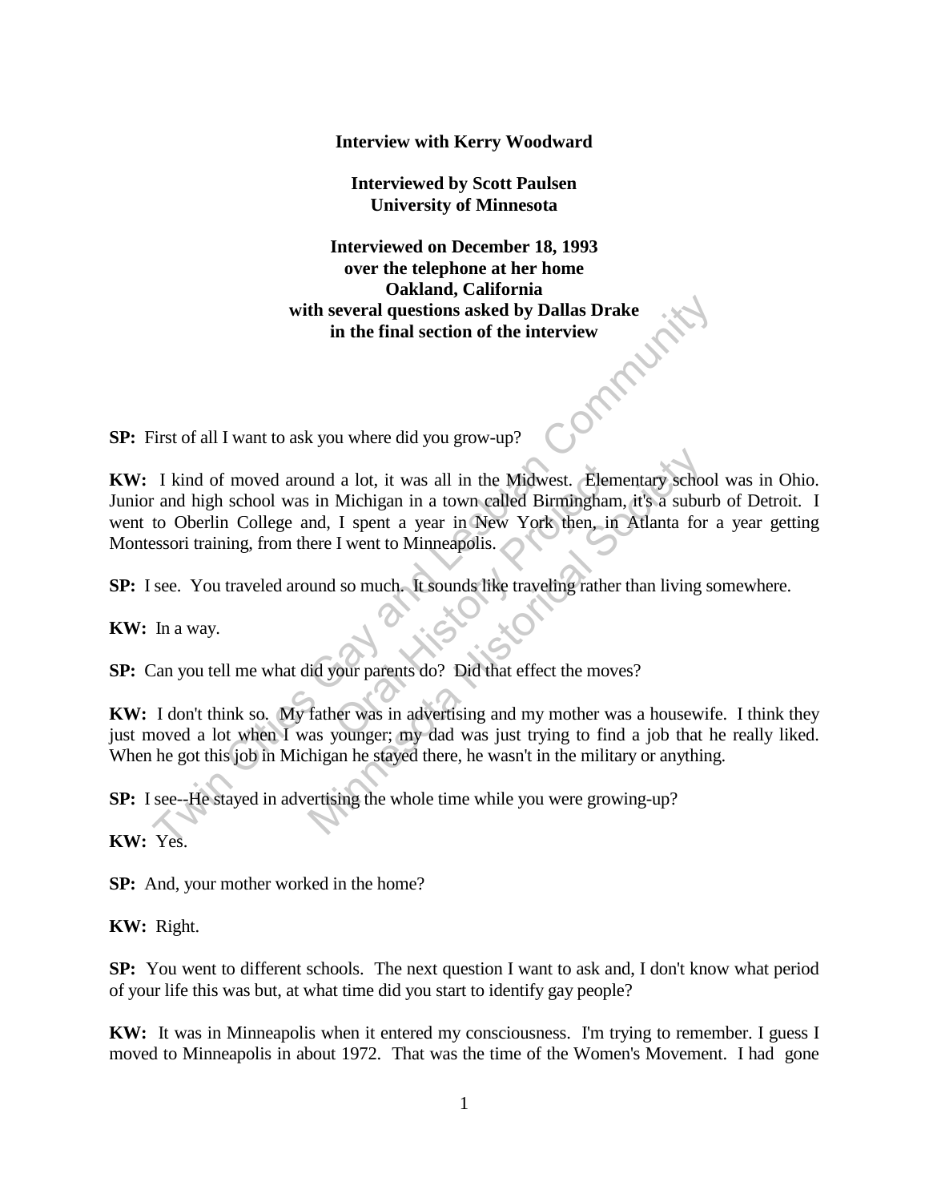**Interview with Kerry Woodward**

**Interviewed by Scott Paulsen**
**University of Minnesota**

**Interviewed on December 18, 1993**
**over the telephone at her home**
**Oakland, California**
**with several questions asked by Dallas Drake**
**in the final section of the interview**

**SP:** First of all I want to ask you where did you grow-up?

**KW:** I kind of moved around a lot, it was all in the Midwest. Elementary school was in Ohio. Junior and high school was in Michigan in a town called Birmingham, it's a suburb of Detroit. I went to Oberlin College and, I spent a year in New York then, in Atlanta for a year getting Montessori training, from there I went to Minneapolis.

**SP:** I see. You traveled around so much. It sounds like traveling rather than living somewhere.

**KW:** In a way.

**SP:** Can you tell me what did your parents do? Did that effect the moves?

**KW:** I don't think so. My father was in advertising and my mother was a housewife. I think they just moved a lot when I was younger; my dad was just trying to find a job that he really liked. When he got this job in Michigan he stayed there, he wasn't in the military or anything.

**SP:** I see--He stayed in advertising the whole time while you were growing-up?

**KW:** Yes.

**SP:** And, your mother worked in the home?

**KW:** Right.

**SP:** You went to different schools. The next question I want to ask and, I don't know what period of your life this was but, at what time did you start to identify gay people?

**KW:** It was in Minneapolis when it entered my consciousness. I'm trying to remember. I guess I moved to Minneapolis in about 1972. That was the time of the Women's Movement. I had gone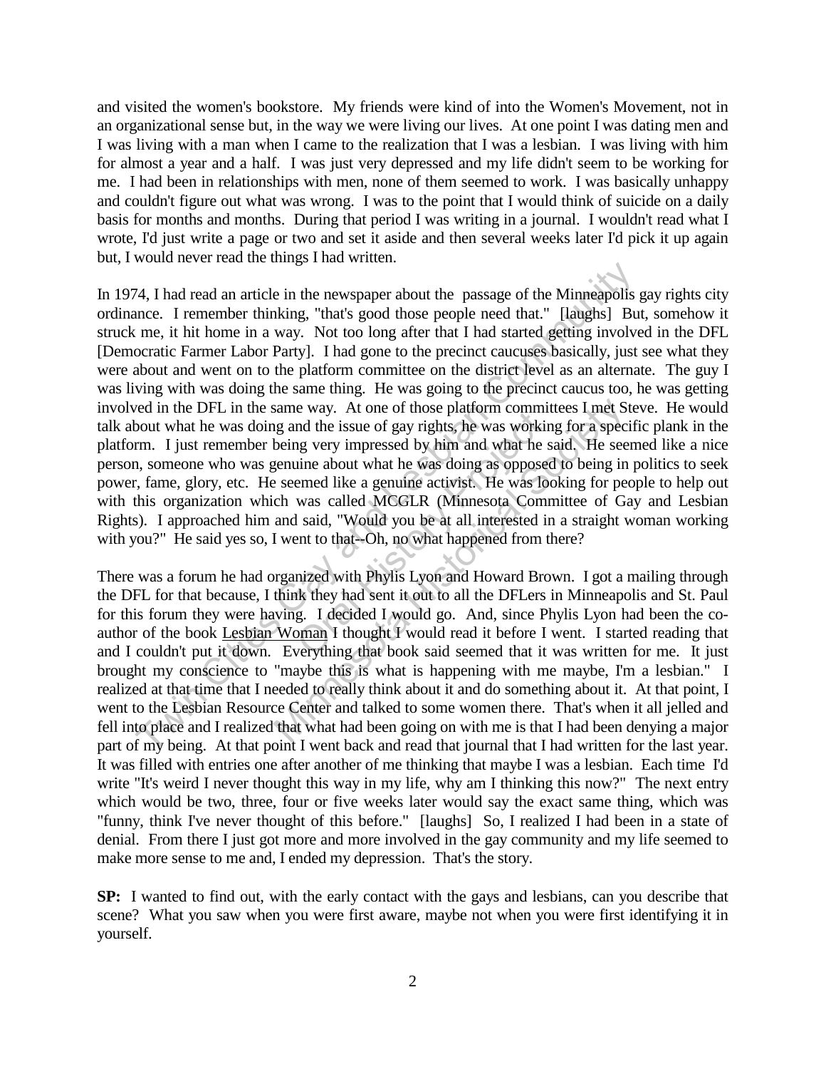and visited the women's bookstore. My friends were kind of into the Women's Movement, not in an organizational sense but, in the way we were living our lives. At one point I was dating men and I was living with a man when I came to the realization that I was a lesbian. I was living with him for almost a year and a half. I was just very depressed and my life didn't seem to be working for me. I had been in relationships with men, none of them seemed to work. I was basically unhappy and couldn't figure out what was wrong. I was to the point that I would think of suicide on a daily basis for months and months. During that period I was writing in a journal. I wouldn't read what I wrote, I'd just write a page or two and set it aside and then several weeks later I'd pick it up again but, I would never read the things I had written.

In 1974, I had read an article in the newspaper about the passage of the Minneapolis gay rights city ordinance. I remember thinking, "that's good those people need that." [laughs] But, somehow it struck me, it hit home in a way. Not too long after that I had started getting involved in the DFL [Democratic Farmer Labor Party]. I had gone to the precinct caucuses basically, just see what they were about and went on to the platform committee on the district level as an alternate. The guy I was living with was doing the same thing. He was going to the precinct caucus too, he was getting involved in the DFL in the same way. At one of those platform committees I met Steve. He would talk about what he was doing and the issue of gay rights, he was working for a specific plank in the platform. I just remember being very impressed by him and what he said. He seemed like a nice person, someone who was genuine about what he was doing as opposed to being in politics to seek power, fame, glory, etc. He seemed like a genuine activist. He was looking for people to help out with this organization which was called MCGLR (Minnesota Committee of Gay and Lesbian Rights). I approached him and said, "Would you be at all interested in a straight woman working with you?" He said yes so, I went to that--Oh, no what happened from there?

There was a forum he had organized with Phylis Lyon and Howard Brown. I got a mailing through the DFL for that because, I think they had sent it out to all the DFLers in Minneapolis and St. Paul for this forum they were having. I decided I would go. And, since Phylis Lyon had been the co-author of the book Lesbian Woman I thought I would read it before I went. I started reading that and I couldn't put it down. Everything that book said seemed that it was written for me. It just brought my conscience to "maybe this is what is happening with me maybe, I'm a lesbian." I realized at that time that I needed to really think about it and do something about it. At that point, I went to the Lesbian Resource Center and talked to some women there. That's when it all jelled and fell into place and I realized that what had been going on with me is that I had been denying a major part of my being. At that point I went back and read that journal that I had written for the last year. It was filled with entries one after another of me thinking that maybe I was a lesbian. Each time I'd write "It's weird I never thought this way in my life, why am I thinking this now?" The next entry which would be two, three, four or five weeks later would say the exact same thing, which was "funny, think I've never thought of this before." [laughs] So, I realized I had been in a state of denial. From there I just got more and more involved in the gay community and my life seemed to make more sense to me and, I ended my depression. That's the story.

**SP:** I wanted to find out, with the early contact with the gays and lesbians, can you describe that scene? What you saw when you were first aware, maybe not when you were first identifying it in yourself.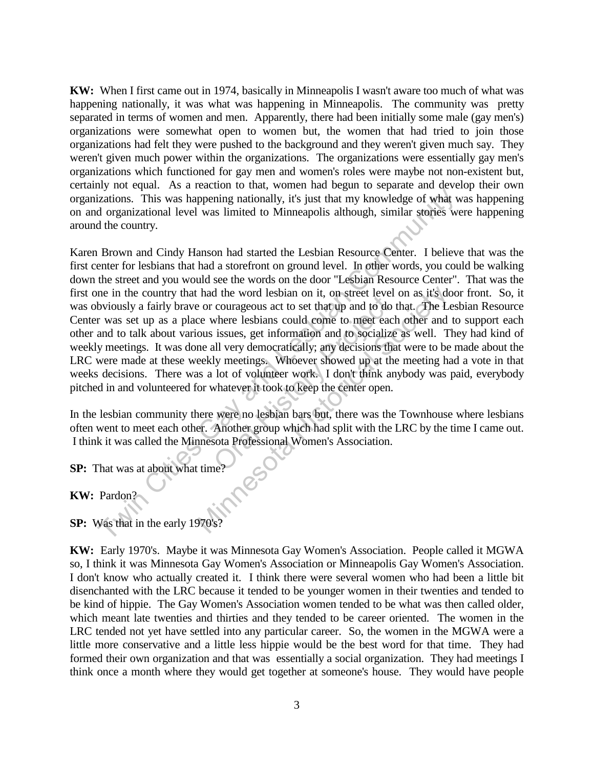**KW:** When I first came out in 1974, basically in Minneapolis I wasn't aware too much of what was happening nationally, it was what was happening in Minneapolis. The community was pretty separated in terms of women and men. Apparently, there had been initially some male (gay men's) organizations were somewhat open to women but, the women that had tried to join those organizations had felt they were pushed to the background and they weren't given much say. They weren't given much power within the organizations. The organizations were essentially gay men's organizations which functioned for gay men and women's roles were maybe not non-existent but, certainly not equal. As a reaction to that, women had begun to separate and develop their own organizations. This was happening nationally, it's just that my knowledge of what was happening on and organizational level was limited to Minneapolis although, similar stories were happening around the country.

Karen Brown and Cindy Hanson had started the Lesbian Resource Center. I believe that was the first center for lesbians that had a storefront on ground level. In other words, you could be walking down the street and you would see the words on the door "Lesbian Resource Center". That was the first one in the country that had the word lesbian on it, on street level on as it's door front. So, it was obviously a fairly brave or courageous act to set that up and to do that. The Lesbian Resource Center was set up as a place where lesbians could come to meet each other and to support each other and to talk about various issues, get information and to socialize as well. They had kind of weekly meetings. It was done all very democratically; any decisions that were to be made about the LRC were made at these weekly meetings. Whoever showed up at the meeting had a vote in that weeks decisions. There was a lot of volunteer work. I don't think anybody was paid, everybody pitched in and volunteered for whatever it took to keep the center open.

In the lesbian community there were no lesbian bars but, there was the Townhouse where lesbians often went to meet each other. Another group which had split with the LRC by the time I came out. I think it was called the Minnesota Professional Women's Association.

**SP:** That was at about what time?

**KW:** Pardon?

**SP:** Was that in the early 1970's?

**KW:** Early 1970's. Maybe it was Minnesota Gay Women's Association. People called it MGWA so, I think it was Minnesota Gay Women's Association or Minneapolis Gay Women's Association. I don't know who actually created it. I think there were several women who had been a little bit disenchanted with the LRC because it tended to be younger women in their twenties and tended to be kind of hippie. The Gay Women's Association women tended to be what was then called older, which meant late twenties and thirties and they tended to be career oriented. The women in the LRC tended not yet have settled into any particular career. So, the women in the MGWA were a little more conservative and a little less hippie would be the best word for that time. They had formed their own organization and that was essentially a social organization. They had meetings I think once a month where they would get together at someone's house. They would have people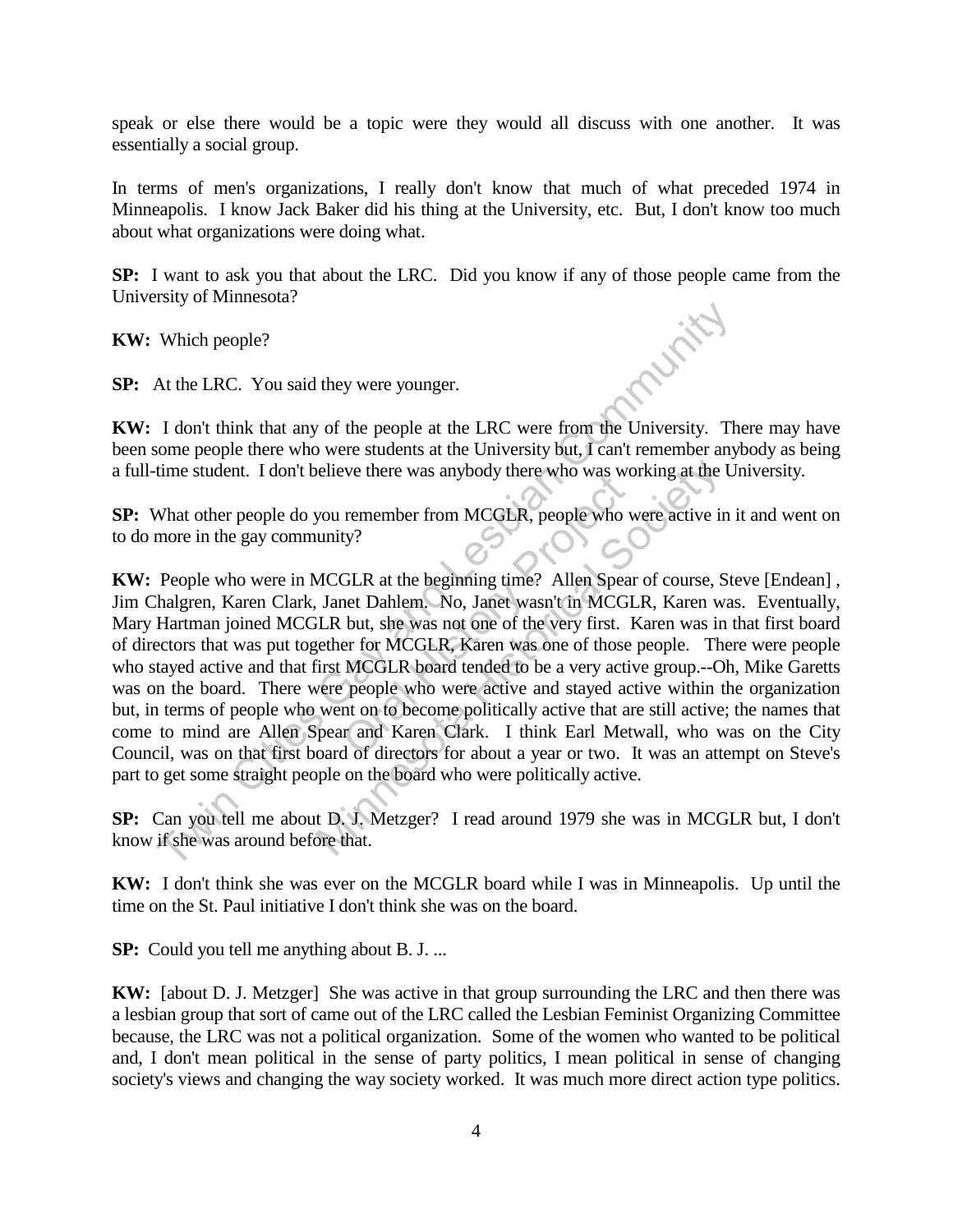speak or else there would be a topic were they would all discuss with one another. It was essentially a social group.

In terms of men's organizations, I really don't know that much of what preceded 1974 in Minneapolis. I know Jack Baker did his thing at the University, etc. But, I don't know too much about what organizations were doing what.

**SP:** I want to ask you that about the LRC. Did you know if any of those people came from the University of Minnesota?

**KW:** Which people?

**SP:** At the LRC. You said they were younger.

**KW:** I don't think that any of the people at the LRC were from the University. There may have been some people there who were students at the University but, I can't remember anybody as being a full-time student. I don't believe there was anybody there who was working at the University.

**SP:** What other people do you remember from MCGLR, people who were active in it and went on to do more in the gay community?

**KW:** People who were in MCGLR at the beginning time? Allen Spear of course, Steve [Endean] , Jim Chalgren, Karen Clark, Janet Dahlem. No, Janet wasn't in MCGLR, Karen was. Eventually, Mary Hartman joined MCGLR but, she was not one of the very first. Karen was in that first board of directors that was put together for MCGLR, Karen was one of those people. There were people who stayed active and that first MCGLR board tended to be a very active group.--Oh, Mike Garetts was on the board. There were people who were active and stayed active within the organization but, in terms of people who went on to become politically active that are still active; the names that come to mind are Allen Spear and Karen Clark. I think Earl Metwall, who was on the City Council, was on that first board of directors for about a year or two. It was an attempt on Steve's part to get some straight people on the board who were politically active.

**SP:** Can you tell me about D. J. Metzger? I read around 1979 she was in MCGLR but, I don't know if she was around before that.

**KW:** I don't think she was ever on the MCGLR board while I was in Minneapolis. Up until the time on the St. Paul initiative I don't think she was on the board.

**SP:** Could you tell me anything about B. J. ...

**KW:** [about D. J. Metzger] She was active in that group surrounding the LRC and then there was a lesbian group that sort of came out of the LRC called the Lesbian Feminist Organizing Committee because, the LRC was not a political organization. Some of the women who wanted to be political and, I don't mean political in the sense of party politics, I mean political in sense of changing society's views and changing the way society worked. It was much more direct action type politics.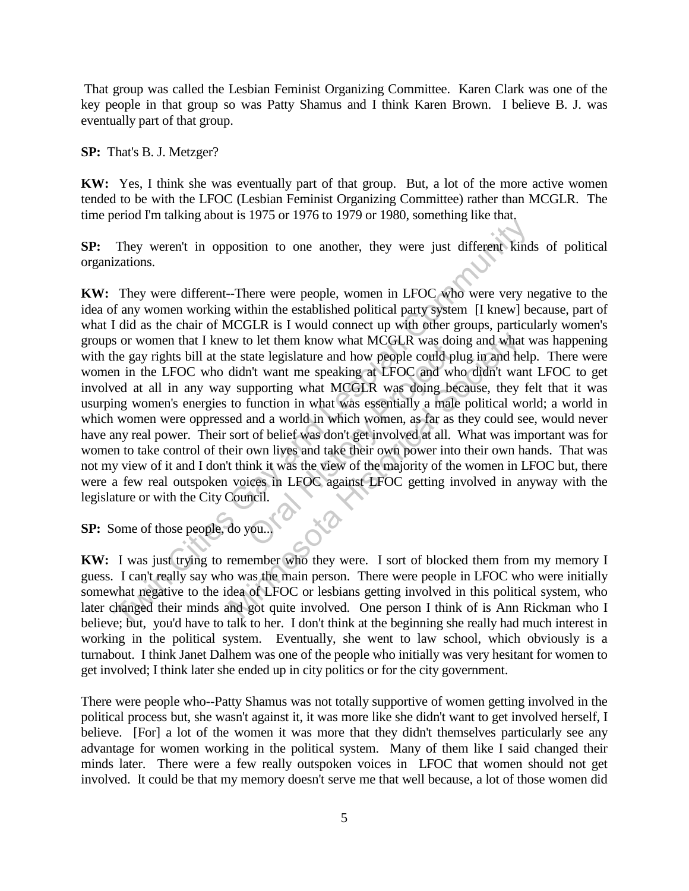That group was called the Lesbian Feminist Organizing Committee. Karen Clark was one of the key people in that group so was Patty Shamus and I think Karen Brown. I believe B. J. was eventually part of that group.

**SP:** That's B. J. Metzger?

**KW:** Yes, I think she was eventually part of that group. But, a lot of the more active women tended to be with the LFOC (Lesbian Feminist Organizing Committee) rather than MCGLR. The time period I'm talking about is 1975 or 1976 to 1979 or 1980, something like that.

**SP:** They weren't in opposition to one another, they were just different kinds of political organizations.

**KW:** They were different--There were people, women in LFOC who were very negative to the idea of any women working within the established political party system [I knew] because, part of what I did as the chair of MCGLR is I would connect up with other groups, particularly women's groups or women that I knew to let them know what MCGLR was doing and what was happening with the gay rights bill at the state legislature and how people could plug in and help. There were women in the LFOC who didn't want me speaking at LFOC and who didn't want LFOC to get involved at all in any way supporting what MCGLR was doing because, they felt that it was usurping women's energies to function in what was essentially a male political world; a world in which women were oppressed and a world in which women, as far as they could see, would never have any real power. Their sort of belief was don't get involved at all. What was important was for women to take control of their own lives and take their own power into their own hands. That was not my view of it and I don't think it was the view of the majority of the women in LFOC but, there were a few real outspoken voices in LFOC against LFOC getting involved in anyway with the legislature or with the City Council.

**SP:** Some of those people, do you...

**KW:** I was just trying to remember who they were. I sort of blocked them from my memory I guess. I can't really say who was the main person. There were people in LFOC who were initially somewhat negative to the idea of LFOC or lesbians getting involved in this political system, who later changed their minds and got quite involved. One person I think of is Ann Rickman who I believe; but, you'd have to talk to her. I don't think at the beginning she really had much interest in working in the political system. Eventually, she went to law school, which obviously is a turnabout. I think Janet Dalhem was one of the people who initially was very hesitant for women to get involved; I think later she ended up in city politics or for the city government.

There were people who--Patty Shamus was not totally supportive of women getting involved in the political process but, she wasn't against it, it was more like she didn't want to get involved herself, I believe. [For] a lot of the women it was more that they didn't themselves particularly see any advantage for women working in the political system. Many of them like I said changed their minds later. There were a few really outspoken voices in LFOC that women should not get involved. It could be that my memory doesn't serve me that well because, a lot of those women did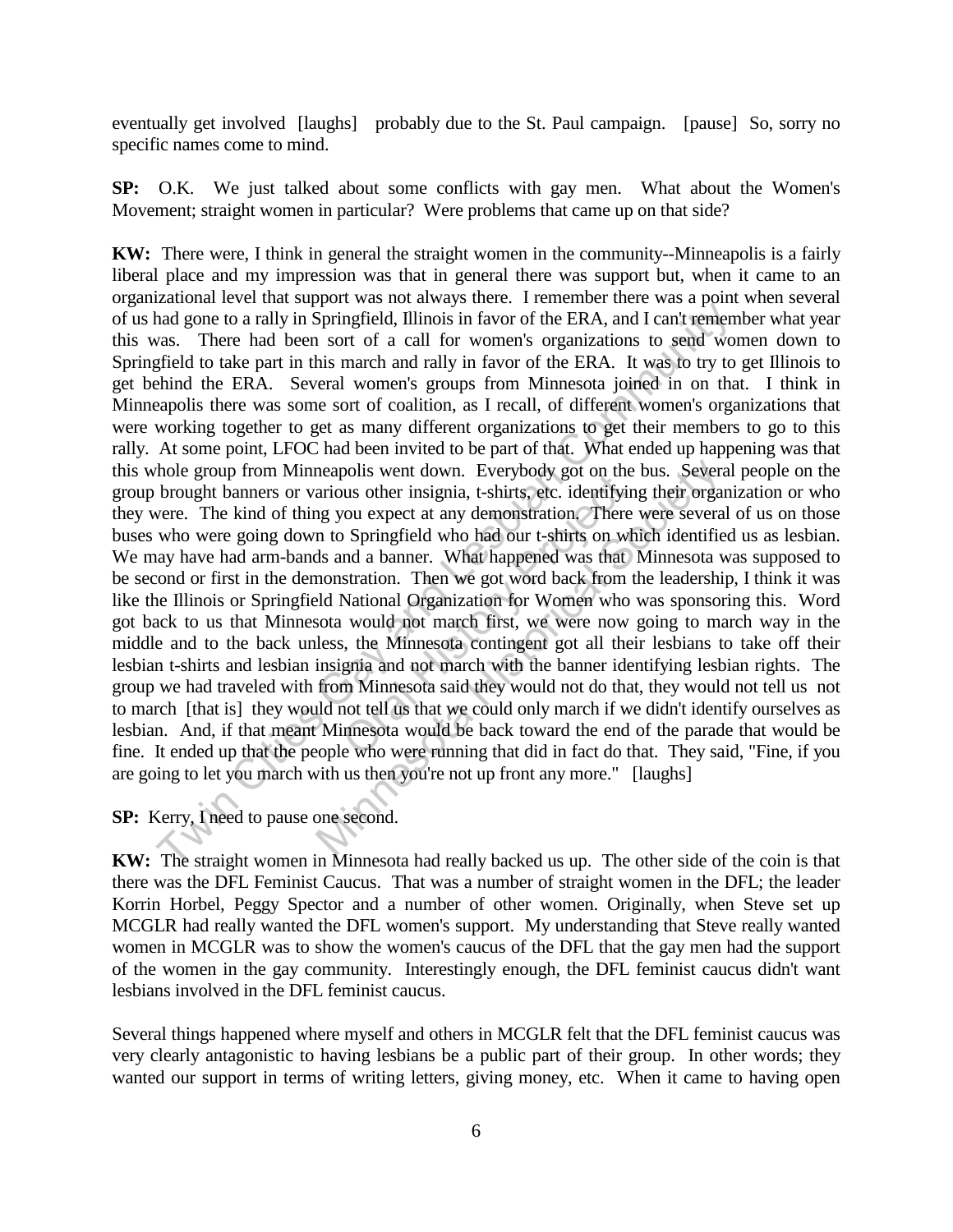eventually get involved [laughs] probably due to the St. Paul campaign. [pause] So, sorry no specific names come to mind.

**SP:** O.K. We just talked about some conflicts with gay men. What about the Women's Movement; straight women in particular? Were problems that came up on that side?

**KW:** There were, I think in general the straight women in the community--Minneapolis is a fairly liberal place and my impression was that in general there was support but, when it came to an organizational level that support was not always there. I remember there was a point when several of us had gone to a rally in Springfield, Illinois in favor of the ERA, and I can't remember what year this was. There had been sort of a call for women's organizations to send women down to Springfield to take part in this march and rally in favor of the ERA. It was to try to get Illinois to get behind the ERA. Several women's groups from Minnesota joined in on that. I think in Minneapolis there was some sort of coalition, as I recall, of different women's organizations that were working together to get as many different organizations to get their members to go to this rally. At some point, LFOC had been invited to be part of that. What ended up happening was that this whole group from Minneapolis went down. Everybody got on the bus. Several people on the group brought banners or various other insignia, t-shirts, etc. identifying their organization or who they were. The kind of thing you expect at any demonstration. There were several of us on those buses who were going down to Springfield who had our t-shirts on which identified us as lesbian. We may have had arm-bands and a banner. What happened was that Minnesota was supposed to be second or first in the demonstration. Then we got word back from the leadership, I think it was like the Illinois or Springfield National Organization for Women who was sponsoring this. Word got back to us that Minnesota would not march first, we were now going to march way in the middle and to the back unless, the Minnesota contingent got all their lesbians to take off their lesbian t-shirts and lesbian insignia and not march with the banner identifying lesbian rights. The group we had traveled with from Minnesota said they would not do that, they would not tell us not to march [that is] they would not tell us that we could only march if we didn't identify ourselves as lesbian. And, if that meant Minnesota would be back toward the end of the parade that would be fine. It ended up that the people who were running that did in fact do that. They said, "Fine, if you are going to let you march with us then you're not up front any more." [laughs]

**SP:** Kerry, I need to pause one second.

**KW:** The straight women in Minnesota had really backed us up. The other side of the coin is that there was the DFL Feminist Caucus. That was a number of straight women in the DFL; the leader Korrin Horbel, Peggy Spector and a number of other women. Originally, when Steve set up MCGLR had really wanted the DFL women's support. My understanding that Steve really wanted women in MCGLR was to show the women's caucus of the DFL that the gay men had the support of the women in the gay community. Interestingly enough, the DFL feminist caucus didn't want lesbians involved in the DFL feminist caucus.

Several things happened where myself and others in MCGLR felt that the DFL feminist caucus was very clearly antagonistic to having lesbians be a public part of their group. In other words; they wanted our support in terms of writing letters, giving money, etc. When it came to having open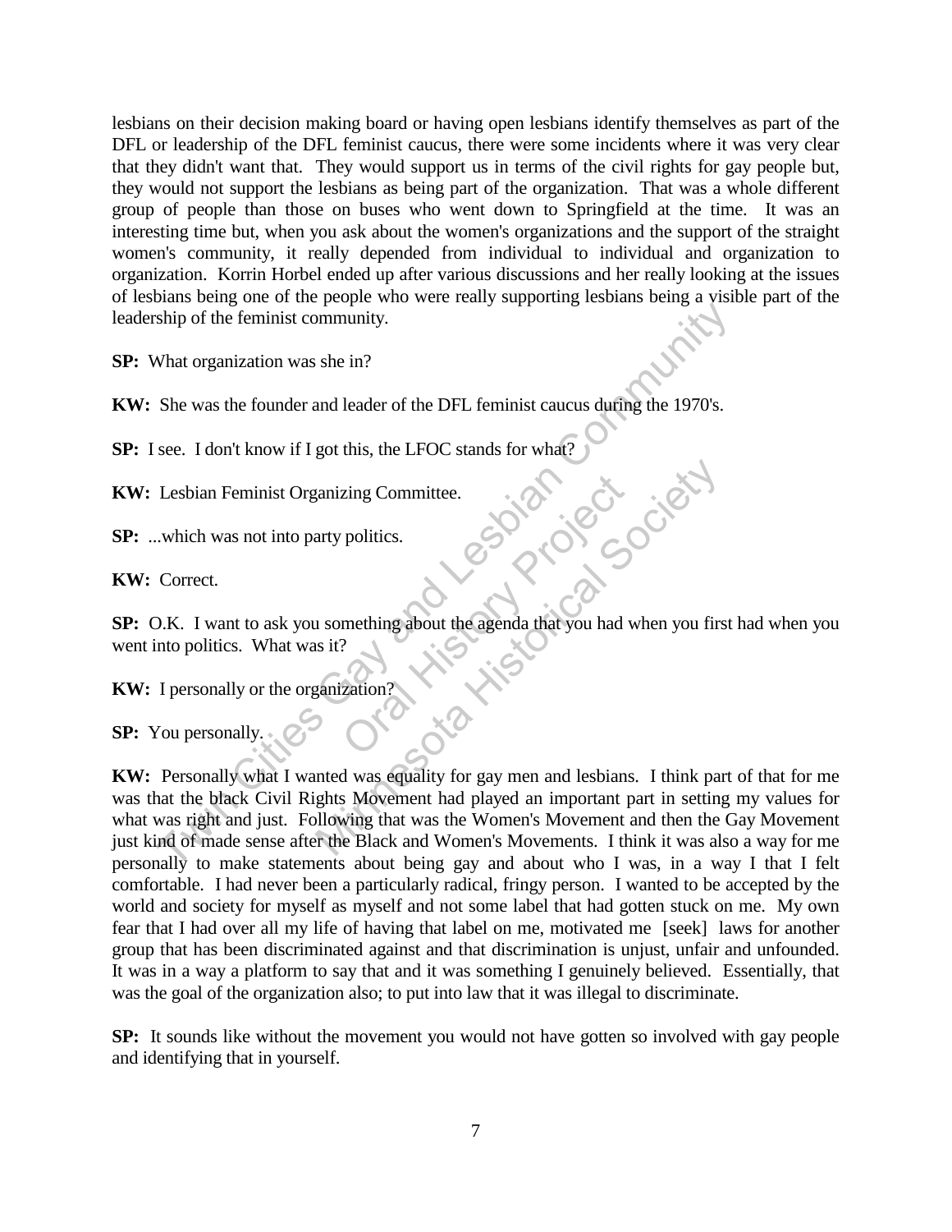lesbians on their decision making board or having open lesbians identify themselves as part of the DFL or leadership of the DFL feminist caucus, there were some incidents where it was very clear that they didn't want that. They would support us in terms of the civil rights for gay people but, they would not support the lesbians as being part of the organization. That was a whole different group of people than those on buses who went down to Springfield at the time. It was an interesting time but, when you ask about the women's organizations and the support of the straight women's community, it really depended from individual to individual and organization to organization. Korrin Horbel ended up after various discussions and her really looking at the issues of lesbians being one of the people who were really supporting lesbians being a visible part of the leadership of the feminist community.

**SP:** What organization was she in?

**KW:** She was the founder and leader of the DFL feminist caucus during the 1970's.

**SP:** I see. I don't know if I got this, the LFOC stands for what?

**KW:** Lesbian Feminist Organizing Committee.

**SP:** ...which was not into party politics.

**KW:** Correct.

**SP:** O.K. I want to ask you something about the agenda that you had when you first had when you went into politics. What was it?

**KW:** I personally or the organization?

**SP:** You personally.

**KW:** Personally what I wanted was equality for gay men and lesbians. I think part of that for me was that the black Civil Rights Movement had played an important part in setting my values for what was right and just. Following that was the Women's Movement and then the Gay Movement just kind of made sense after the Black and Women's Movements. I think it was also a way for me personally to make statements about being gay and about who I was, in a way I that I felt comfortable. I had never been a particularly radical, fringy person. I wanted to be accepted by the world and society for myself as myself and not some label that had gotten stuck on me. My own fear that I had over all my life of having that label on me, motivated me [seek] laws for another group that has been discriminated against and that discrimination is unjust, unfair and unfounded. It was in a way a platform to say that and it was something I genuinely believed. Essentially, that was the goal of the organization also; to put into law that it was illegal to discriminate.

**SP:** It sounds like without the movement you would not have gotten so involved with gay people and identifying that in yourself.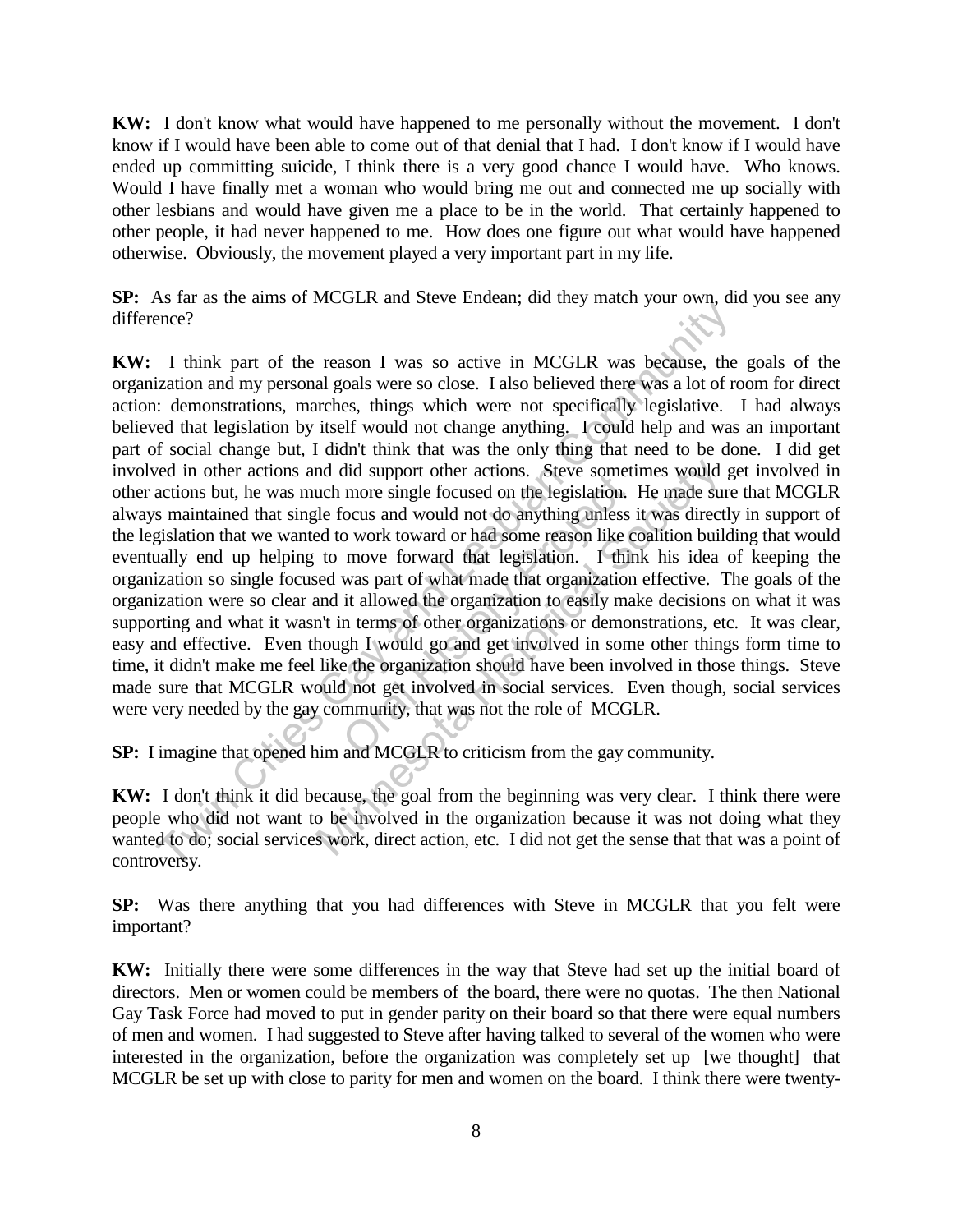**KW:** I don't know what would have happened to me personally without the movement. I don't know if I would have been able to come out of that denial that I had. I don't know if I would have ended up committing suicide, I think there is a very good chance I would have. Who knows. Would I have finally met a woman who would bring me out and connected me up socially with other lesbians and would have given me a place to be in the world. That certainly happened to other people, it had never happened to me. How does one figure out what would have happened otherwise. Obviously, the movement played a very important part in my life.

**SP:** As far as the aims of MCGLR and Steve Endean; did they match your own, did you see any difference?

**KW:** I think part of the reason I was so active in MCGLR was because, the goals of the organization and my personal goals were so close. I also believed there was a lot of room for direct action: demonstrations, marches, things which were not specifically legislative. I had always believed that legislation by itself would not change anything. I could help and was an important part of social change but, I didn't think that was the only thing that need to be done. I did get involved in other actions and did support other actions. Steve sometimes would get involved in other actions but, he was much more single focused on the legislation. He made sure that MCGLR always maintained that single focus and would not do anything unless it was directly in support of the legislation that we wanted to work toward or had some reason like coalition building that would eventually end up helping to move forward that legislation. I think his idea of keeping the organization so single focused was part of what made that organization effective. The goals of the organization were so clear and it allowed the organization to easily make decisions on what it was supporting and what it wasn't in terms of other organizations or demonstrations, etc. It was clear, easy and effective. Even though I would go and get involved in some other things form time to time, it didn't make me feel like the organization should have been involved in those things. Steve made sure that MCGLR would not get involved in social services. Even though, social services were very needed by the gay community, that was not the role of MCGLR.

**SP:** I imagine that opened him and MCGLR to criticism from the gay community.

**KW:** I don't think it did because, the goal from the beginning was very clear. I think there were people who did not want to be involved in the organization because it was not doing what they wanted to do; social services work, direct action, etc. I did not get the sense that that was a point of controversy.

**SP:** Was there anything that you had differences with Steve in MCGLR that you felt were important?

**KW:** Initially there were some differences in the way that Steve had set up the initial board of directors. Men or women could be members of the board, there were no quotas. The then National Gay Task Force had moved to put in gender parity on their board so that there were equal numbers of men and women. I had suggested to Steve after having talked to several of the women who were interested in the organization, before the organization was completely set up [we thought] that MCGLR be set up with close to parity for men and women on the board. I think there were twenty-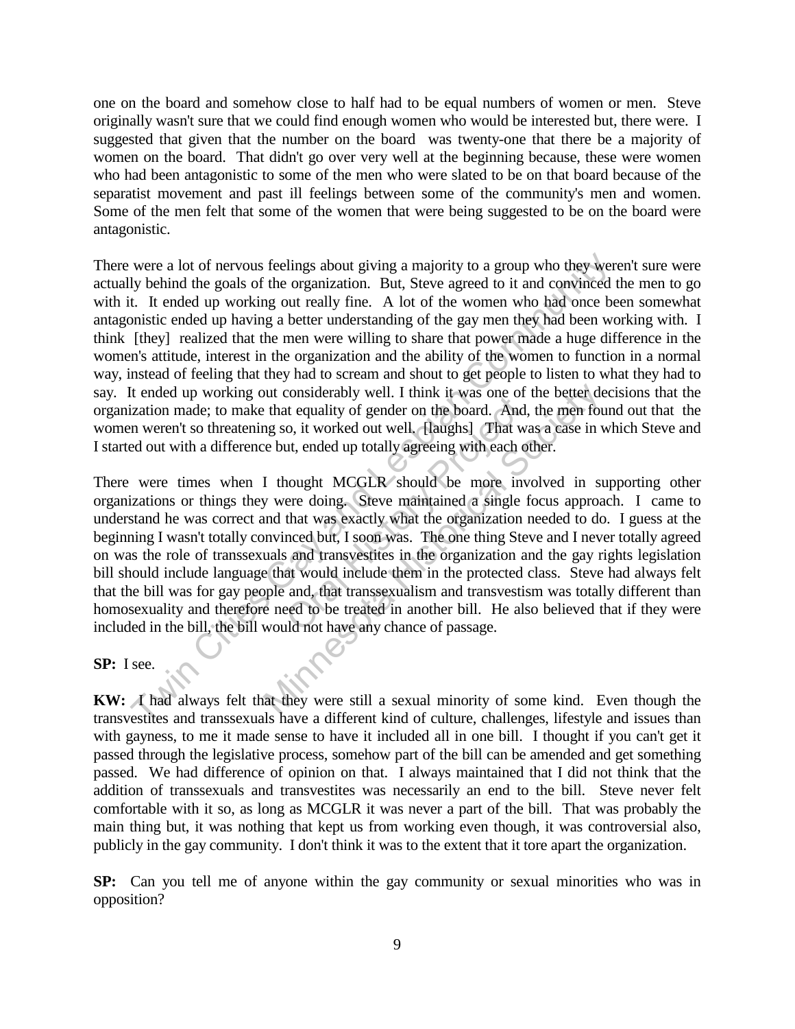one on the board and somehow close to half had to be equal numbers of women or men. Steve originally wasn't sure that we could find enough women who would be interested but, there were. I suggested that given that the number on the board was twenty-one that there be a majority of women on the board. That didn't go over very well at the beginning because, these were women who had been antagonistic to some of the men who were slated to be on that board because of the separatist movement and past ill feelings between some of the community's men and women. Some of the men felt that some of the women that were being suggested to be on the board were antagonistic.

There were a lot of nervous feelings about giving a majority to a group who they weren't sure were actually behind the goals of the organization. But, Steve agreed to it and convinced the men to go with it. It ended up working out really fine. A lot of the women who had once been somewhat antagonistic ended up having a better understanding of the gay men they had been working with. I think [they] realized that the men were willing to share that power made a huge difference in the women's attitude, interest in the organization and the ability of the women to function in a normal way, instead of feeling that they had to scream and shout to get people to listen to what they had to say. It ended up working out considerably well. I think it was one of the better decisions that the organization made; to make that equality of gender on the board. And, the men found out that the women weren't so threatening so, it worked out well. [laughs] That was a case in which Steve and I started out with a difference but, ended up totally agreeing with each other.

There were times when I thought MCGLR should be more involved in supporting other organizations or things they were doing. Steve maintained a single focus approach. I came to understand he was correct and that was exactly what the organization needed to do. I guess at the beginning I wasn't totally convinced but, I soon was. The one thing Steve and I never totally agreed on was the role of transsexuals and transvestites in the organization and the gay rights legislation bill should include language that would include them in the protected class. Steve had always felt that the bill was for gay people and, that transsexualism and transvestism was totally different than homosexuality and therefore need to be treated in another bill. He also believed that if they were included in the bill, the bill would not have any chance of passage.

**SP:** I see.

**KW:** I had always felt that they were still a sexual minority of some kind. Even though the transvestites and transsexuals have a different kind of culture, challenges, lifestyle and issues than with gayness, to me it made sense to have it included all in one bill. I thought if you can't get it passed through the legislative process, somehow part of the bill can be amended and get something passed. We had difference of opinion on that. I always maintained that I did not think that the addition of transsexuals and transvestites was necessarily an end to the bill. Steve never felt comfortable with it so, as long as MCGLR it was never a part of the bill. That was probably the main thing but, it was nothing that kept us from working even though, it was controversial also, publicly in the gay community. I don't think it was to the extent that it tore apart the organization.

**SP:** Can you tell me of anyone within the gay community or sexual minorities who was in opposition?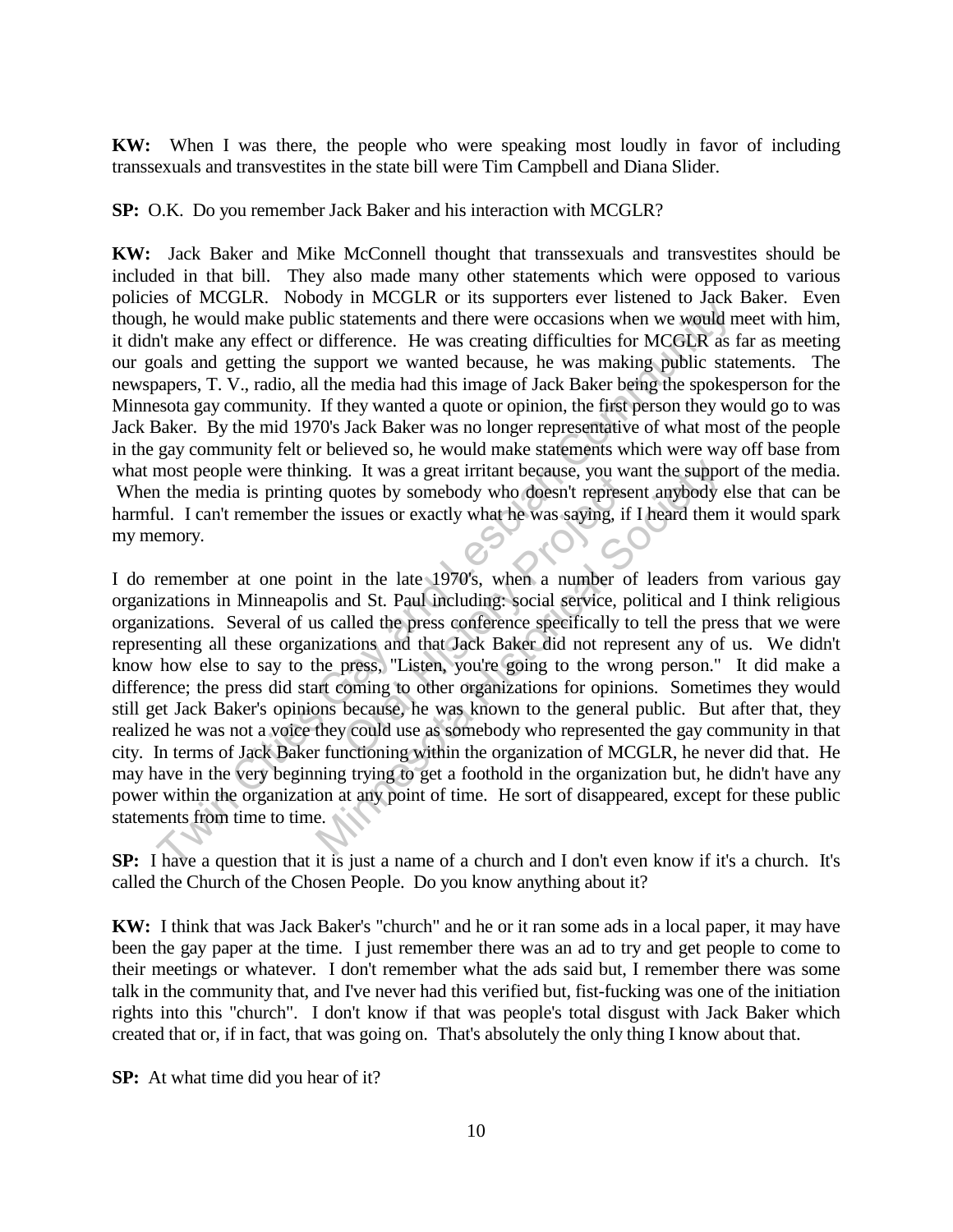**KW:** When I was there, the people who were speaking most loudly in favor of including transsexuals and transvestites in the state bill were Tim Campbell and Diana Slider.

**SP:** O.K. Do you remember Jack Baker and his interaction with MCGLR?

**KW:** Jack Baker and Mike McConnell thought that transsexuals and transvestites should be included in that bill. They also made many other statements which were opposed to various policies of MCGLR. Nobody in MCGLR or its supporters ever listened to Jack Baker. Even though, he would make public statements and there were occasions when we would meet with him, it didn't make any effect or difference. He was creating difficulties for MCGLR as far as meeting our goals and getting the support we wanted because, he was making public statements. The newspapers, T. V., radio, all the media had this image of Jack Baker being the spokesperson for the Minnesota gay community. If they wanted a quote or opinion, the first person they would go to was Jack Baker. By the mid 1970's Jack Baker was no longer representative of what most of the people in the gay community felt or believed so, he would make statements which were way off base from what most people were thinking. It was a great irritant because, you want the support of the media. When the media is printing quotes by somebody who doesn't represent anybody else that can be harmful. I can't remember the issues or exactly what he was saying, if I heard them it would spark my memory.

I do remember at one point in the late 1970's, when a number of leaders from various gay organizations in Minneapolis and St. Paul including: social service, political and I think religious organizations. Several of us called the press conference specifically to tell the press that we were representing all these organizations and that Jack Baker did not represent any of us. We didn't know how else to say to the press, "Listen, you're going to the wrong person." It did make a difference; the press did start coming to other organizations for opinions. Sometimes they would still get Jack Baker's opinions because, he was known to the general public. But after that, they realized he was not a voice they could use as somebody who represented the gay community in that city. In terms of Jack Baker functioning within the organization of MCGLR, he never did that. He may have in the very beginning trying to get a foothold in the organization but, he didn't have any power within the organization at any point of time. He sort of disappeared, except for these public statements from time to time.

**SP:** I have a question that it is just a name of a church and I don't even know if it's a church. It's called the Church of the Chosen People. Do you know anything about it?

**KW:** I think that was Jack Baker's "church" and he or it ran some ads in a local paper, it may have been the gay paper at the time. I just remember there was an ad to try and get people to come to their meetings or whatever. I don't remember what the ads said but, I remember there was some talk in the community that, and I've never had this verified but, fist-fucking was one of the initiation rights into this "church". I don't know if that was people's total disgust with Jack Baker which created that or, if in fact, that was going on. That's absolutely the only thing I know about that.

**SP:** At what time did you hear of it?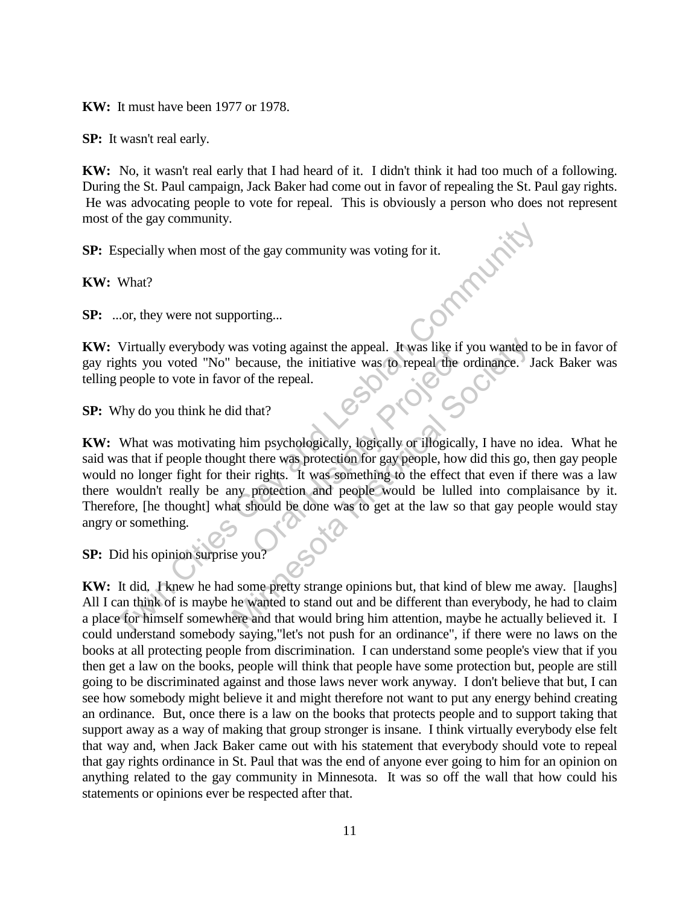**KW:** It must have been 1977 or 1978.

**SP:** It wasn't real early.

**KW:** No, it wasn't real early that I had heard of it. I didn't think it had too much of a following. During the St. Paul campaign, Jack Baker had come out in favor of repealing the St. Paul gay rights. He was advocating people to vote for repeal. This is obviously a person who does not represent most of the gay community.

**SP:** Especially when most of the gay community was voting for it.

**KW:** What?

**SP:** ...or, they were not supporting...

**KW:** Virtually everybody was voting against the appeal. It was like if you wanted to be in favor of gay rights you voted "No" because, the initiative was to repeal the ordinance. Jack Baker was telling people to vote in favor of the repeal.

**SP:** Why do you think he did that?

**KW:** What was motivating him psychologically, logically or illogically, I have no idea. What he said was that if people thought there was protection for gay people, how did this go, then gay people would no longer fight for their rights. It was something to the effect that even if there was a law there wouldn't really be any protection and people would be lulled into complaisance by it. Therefore, [he thought] what should be done was to get at the law so that gay people would stay angry or something.

**SP:** Did his opinion surprise you?

**KW:** It did. I knew he had some pretty strange opinions but, that kind of blew me away. [laughs] All I can think of is maybe he wanted to stand out and be different than everybody, he had to claim a place for himself somewhere and that would bring him attention, maybe he actually believed it. I could understand somebody saying,"let's not push for an ordinance", if there were no laws on the books at all protecting people from discrimination. I can understand some people's view that if you then get a law on the books, people will think that people have some protection but, people are still going to be discriminated against and those laws never work anyway. I don't believe that but, I can see how somebody might believe it and might therefore not want to put any energy behind creating an ordinance. But, once there is a law on the books that protects people and to support taking that support away as a way of making that group stronger is insane. I think virtually everybody else felt that way and, when Jack Baker came out with his statement that everybody should vote to repeal that gay rights ordinance in St. Paul that was the end of anyone ever going to him for an opinion on anything related to the gay community in Minnesota. It was so off the wall that how could his statements or opinions ever be respected after that.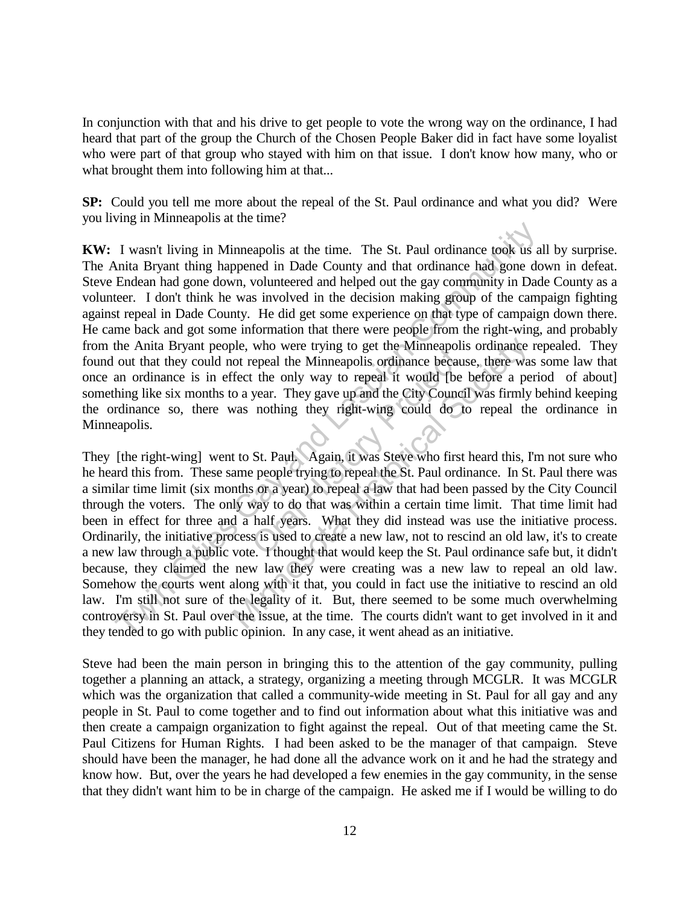In conjunction with that and his drive to get people to vote the wrong way on the ordinance, I had heard that part of the group the Church of the Chosen People Baker did in fact have some loyalist who were part of that group who stayed with him on that issue. I don't know how many, who or what brought them into following him at that...

**SP:** Could you tell me more about the repeal of the St. Paul ordinance and what you did? Were you living in Minneapolis at the time?

**KW:** I wasn't living in Minneapolis at the time. The St. Paul ordinance took us all by surprise. The Anita Bryant thing happened in Dade County and that ordinance had gone down in defeat. Steve Endean had gone down, volunteered and helped out the gay community in Dade County as a volunteer. I don't think he was involved in the decision making group of the campaign fighting against repeal in Dade County. He did get some experience on that type of campaign down there. He came back and got some information that there were people from the right-wing, and probably from the Anita Bryant people, who were trying to get the Minneapolis ordinance repealed. They found out that they could not repeal the Minneapolis ordinance because, there was some law that once an ordinance is in effect the only way to repeal it would [be before a period of about] something like six months to a year. They gave up and the City Council was firmly behind keeping the ordinance so, there was nothing they right-wing could do to repeal the ordinance in Minneapolis.

They [the right-wing] went to St. Paul. Again, it was Steve who first heard this, I'm not sure who he heard this from. These same people trying to repeal the St. Paul ordinance. In St. Paul there was a similar time limit (six months or a year) to repeal a law that had been passed by the City Council through the voters. The only way to do that was within a certain time limit. That time limit had been in effect for three and a half years. What they did instead was use the initiative process. Ordinarily, the initiative process is used to create a new law, not to rescind an old law, it's to create a new law through a public vote. I thought that would keep the St. Paul ordinance safe but, it didn't because, they claimed the new law they were creating was a new law to repeal an old law. Somehow the courts went along with it that, you could in fact use the initiative to rescind an old law. I'm still not sure of the legality of it. But, there seemed to be some much overwhelming controversy in St. Paul over the issue, at the time. The courts didn't want to get involved in it and they tended to go with public opinion. In any case, it went ahead as an initiative.

Steve had been the main person in bringing this to the attention of the gay community, pulling together a planning an attack, a strategy, organizing a meeting through MCGLR. It was MCGLR which was the organization that called a community-wide meeting in St. Paul for all gay and any people in St. Paul to come together and to find out information about what this initiative was and then create a campaign organization to fight against the repeal. Out of that meeting came the St. Paul Citizens for Human Rights. I had been asked to be the manager of that campaign. Steve should have been the manager, he had done all the advance work on it and he had the strategy and know how. But, over the years he had developed a few enemies in the gay community, in the sense that they didn't want him to be in charge of the campaign. He asked me if I would be willing to do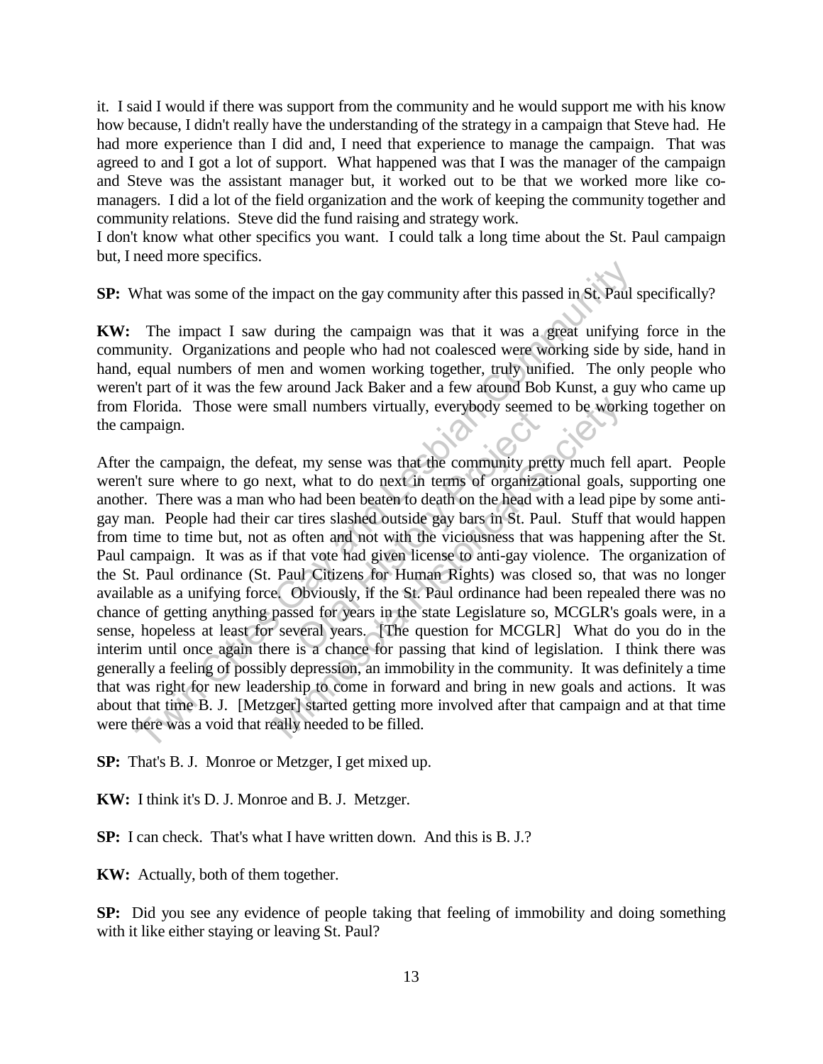it. I said I would if there was support from the community and he would support me with his know how because, I didn't really have the understanding of the strategy in a campaign that Steve had. He had more experience than I did and, I need that experience to manage the campaign. That was agreed to and I got a lot of support. What happened was that I was the manager of the campaign and Steve was the assistant manager but, it worked out to be that we worked more like co-managers. I did a lot of the field organization and the work of keeping the community together and community relations. Steve did the fund raising and strategy work.
I don't know what other specifics you want. I could talk a long time about the St. Paul campaign but, I need more specifics.

**SP:** What was some of the impact on the gay community after this passed in St. Paul specifically?

**KW:** The impact I saw during the campaign was that it was a great unifying force in the community. Organizations and people who had not coalesced were working side by side, hand in hand, equal numbers of men and women working together, truly unified. The only people who weren't part of it was the few around Jack Baker and a few around Bob Kunst, a guy who came up from Florida. Those were small numbers virtually, everybody seemed to be working together on the campaign.

After the campaign, the defeat, my sense was that the community pretty much fell apart. People weren't sure where to go next, what to do next in terms of organizational goals, supporting one another. There was a man who had been beaten to death on the head with a lead pipe by some anti-gay man. People had their car tires slashed outside gay bars in St. Paul. Stuff that would happen from time to time but, not as often and not with the viciousness that was happening after the St. Paul campaign. It was as if that vote had given license to anti-gay violence. The organization of the St. Paul ordinance (St. Paul Citizens for Human Rights) was closed so, that was no longer available as a unifying force. Obviously, if the St. Paul ordinance had been repealed there was no chance of getting anything passed for years in the state Legislature so, MCGLR's goals were, in a sense, hopeless at least for several years. [The question for MCGLR] What do you do in the interim until once again there is a chance for passing that kind of legislation. I think there was generally a feeling of possibly depression, an immobility in the community. It was definitely a time that was right for new leadership to come in forward and bring in new goals and actions. It was about that time B. J. [Metzger] started getting more involved after that campaign and at that time were there was a void that really needed to be filled.

**SP:** That's B. J. Monroe or Metzger, I get mixed up.

**KW:** I think it's D. J. Monroe and B. J. Metzger.

**SP:** I can check. That's what I have written down. And this is B. J.?

**KW:** Actually, both of them together.

**SP:** Did you see any evidence of people taking that feeling of immobility and doing something with it like either staying or leaving St. Paul?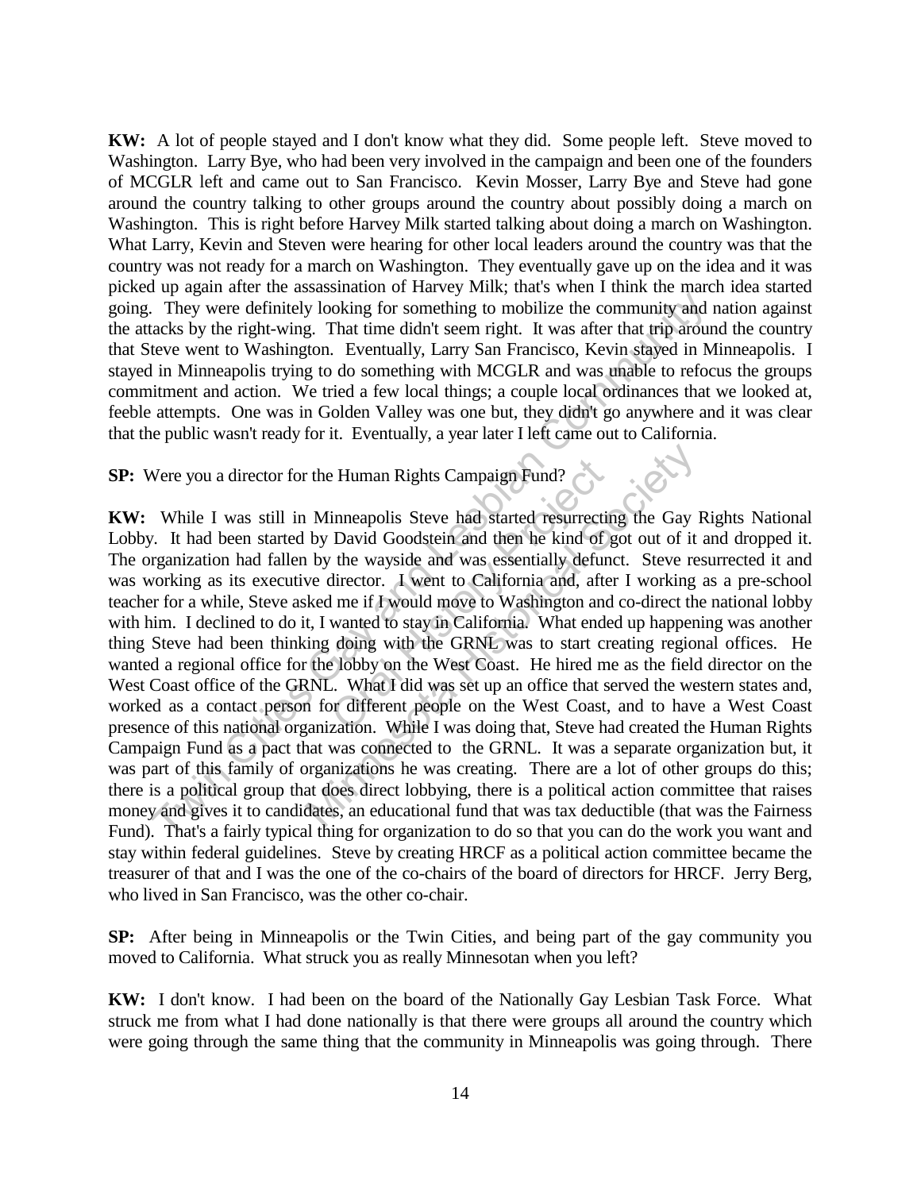**KW:** A lot of people stayed and I don't know what they did. Some people left. Steve moved to Washington. Larry Bye, who had been very involved in the campaign and been one of the founders of MCGLR left and came out to San Francisco. Kevin Mosser, Larry Bye and Steve had gone around the country talking to other groups around the country about possibly doing a march on Washington. This is right before Harvey Milk started talking about doing a march on Washington. What Larry, Kevin and Steven were hearing for other local leaders around the country was that the country was not ready for a march on Washington. They eventually gave up on the idea and it was picked up again after the assassination of Harvey Milk; that's when I think the march idea started going. They were definitely looking for something to mobilize the community and nation against the attacks by the right-wing. That time didn't seem right. It was after that trip around the country that Steve went to Washington. Eventually, Larry San Francisco, Kevin stayed in Minneapolis. I stayed in Minneapolis trying to do something with MCGLR and was unable to refocus the groups commitment and action. We tried a few local things; a couple local ordinances that we looked at, feeble attempts. One was in Golden Valley was one but, they didn't go anywhere and it was clear that the public wasn't ready for it. Eventually, a year later I left came out to California.

**SP:** Were you a director for the Human Rights Campaign Fund?

**KW:** While I was still in Minneapolis Steve had started resurrecting the Gay Rights National Lobby. It had been started by David Goodstein and then he kind of got out of it and dropped it. The organization had fallen by the wayside and was essentially defunct. Steve resurrected it and was working as its executive director. I went to California and, after I working as a pre-school teacher for a while, Steve asked me if I would move to Washington and co-direct the national lobby with him. I declined to do it, I wanted to stay in California. What ended up happening was another thing Steve had been thinking doing with the GRNL was to start creating regional offices. He wanted a regional office for the lobby on the West Coast. He hired me as the field director on the West Coast office of the GRNL. What I did was set up an office that served the western states and, worked as a contact person for different people on the West Coast, and to have a West Coast presence of this national organization. While I was doing that, Steve had created the Human Rights Campaign Fund as a pact that was connected to the GRNL. It was a separate organization but, it was part of this family of organizations he was creating. There are a lot of other groups do this; there is a political group that does direct lobbying, there is a political action committee that raises money and gives it to candidates, an educational fund that was tax deductible (that was the Fairness Fund). That's a fairly typical thing for organization to do so that you can do the work you want and stay within federal guidelines. Steve by creating HRCF as a political action committee became the treasurer of that and I was the one of the co-chairs of the board of directors for HRCF. Jerry Berg, who lived in San Francisco, was the other co-chair.

**SP:** After being in Minneapolis or the Twin Cities, and being part of the gay community you moved to California. What struck you as really Minnesotan when you left?

**KW:** I don't know. I had been on the board of the Nationally Gay Lesbian Task Force. What struck me from what I had done nationally is that there were groups all around the country which were going through the same thing that the community in Minneapolis was going through. There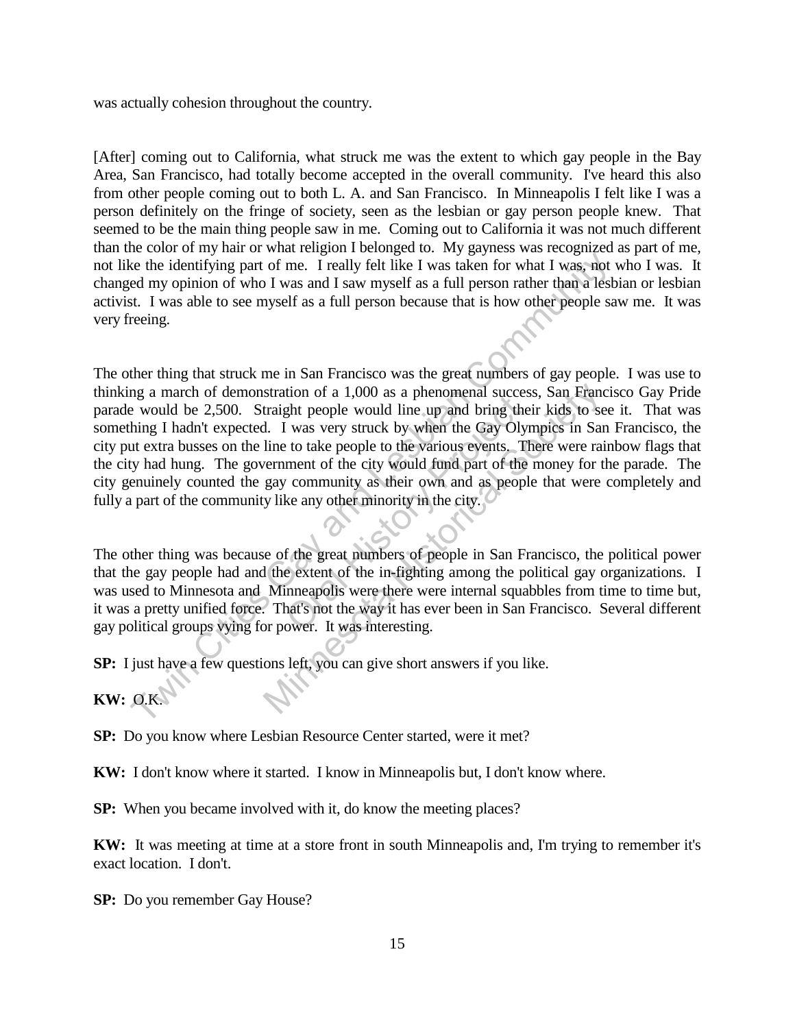was actually cohesion throughout the country.

[After] coming out to California, what struck me was the extent to which gay people in the Bay Area, San Francisco, had totally become accepted in the overall community. I've heard this also from other people coming out to both L. A. and San Francisco. In Minneapolis I felt like I was a person definitely on the fringe of society, seen as the lesbian or gay person people knew. That seemed to be the main thing people saw in me. Coming out to California it was not much different than the color of my hair or what religion I belonged to. My gayness was recognized as part of me, not like the identifying part of me. I really felt like I was taken for what I was, not who I was. It changed my opinion of who I was and I saw myself as a full person rather than a lesbian or lesbian activist. I was able to see myself as a full person because that is how other people saw me. It was very freeing.

The other thing that struck me in San Francisco was the great numbers of gay people. I was use to thinking a march of demonstration of a 1,000 as a phenomenal success, San Francisco Gay Pride parade would be 2,500. Straight people would line up and bring their kids to see it. That was something I hadn't expected. I was very struck by when the Gay Olympics in San Francisco, the city put extra busses on the line to take people to the various events. There were rainbow flags that the city had hung. The government of the city would fund part of the money for the parade. The city genuinely counted the gay community as their own and as people that were completely and fully a part of the community like any other minority in the city.

The other thing was because of the great numbers of people in San Francisco, the political power that the gay people had and the extent of the in-fighting among the political gay organizations. I was used to Minnesota and Minneapolis were there were internal squabbles from time to time but, it was a pretty unified force. That's not the way it has ever been in San Francisco. Several different gay political groups vying for power. It was interesting.

**SP:** I just have a few questions left, you can give short answers if you like.

**KW:** O.K.

**SP:** Do you know where Lesbian Resource Center started, were it met?

**KW:** I don't know where it started. I know in Minneapolis but, I don't know where.

**SP:** When you became involved with it, do know the meeting places?

**KW:** It was meeting at time at a store front in south Minneapolis and, I'm trying to remember it's exact location. I don't.

**SP:** Do you remember Gay House?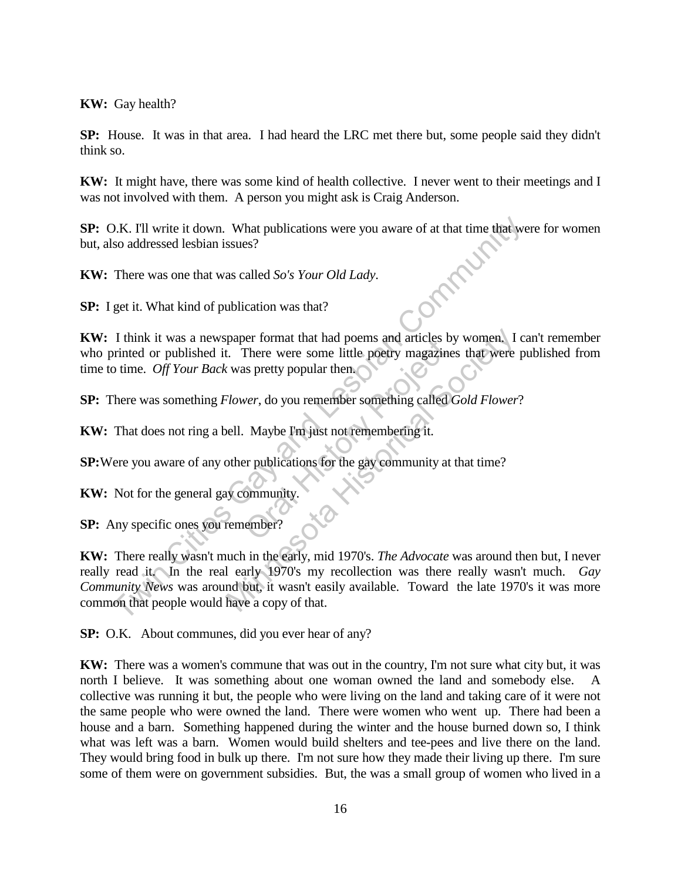**KW:** Gay health?

**SP:** House. It was in that area. I had heard the LRC met there but, some people said they didn't think so.

**KW:** It might have, there was some kind of health collective. I never went to their meetings and I was not involved with them. A person you might ask is Craig Anderson.

**SP:** O.K. I'll write it down. What publications were you aware of at that time that were for women but, also addressed lesbian issues?

**KW:** There was one that was called *So's Your Old Lady*.

**SP:** I get it. What kind of publication was that?

**KW:** I think it was a newspaper format that had poems and articles by women. I can't remember who printed or published it. There were some little poetry magazines that were published from time to time. *Off Your Back* was pretty popular then.

**SP:** There was something *Flower*, do you remember something called *Gold Flower*?

**KW:** That does not ring a bell. Maybe I'm just not remembering it.

**SP:** Were you aware of any other publications for the gay community at that time?

**KW:** Not for the general gay community.

**SP:** Any specific ones you remember?

**KW:** There really wasn't much in the early, mid 1970's. *The Advocate* was around then but, I never really read it. In the real early 1970's my recollection was there really wasn't much. *Gay Community News* was around but, it wasn't easily available. Toward the late 1970's it was more common that people would have a copy of that.

**SP:** O.K. About communes, did you ever hear of any?

**KW:** There was a women's commune that was out in the country, I'm not sure what city but, it was north I believe. It was something about one woman owned the land and somebody else. A collective was running it but, the people who were living on the land and taking care of it were not the same people who were owned the land. There were women who went up. There had been a house and a barn. Something happened during the winter and the house burned down so, I think what was left was a barn. Women would build shelters and tee-pees and live there on the land. They would bring food in bulk up there. I'm not sure how they made their living up there. I'm sure some of them were on government subsidies. But, the was a small group of women who lived in a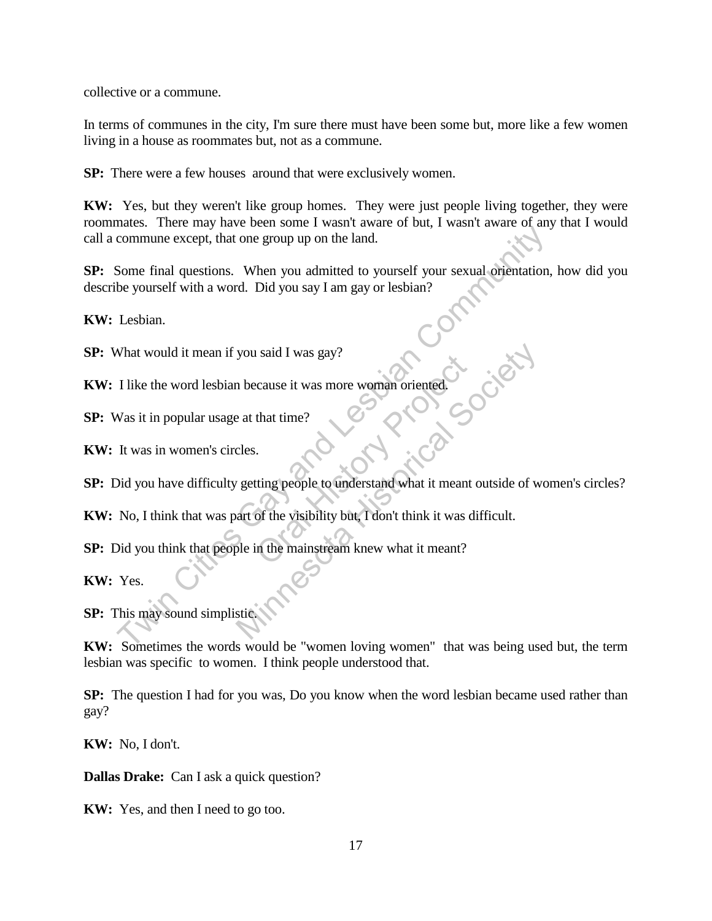collective or a commune.

In terms of communes in the city, I'm sure there must have been some but, more like a few women living in a house as roommates but, not as a commune.

**SP:** There were a few houses around that were exclusively women.

**KW:** Yes, but they weren't like group homes. They were just people living together, they were roommates. There may have been some I wasn't aware of but, I wasn't aware of any that I would call a commune except, that one group up on the land.

**SP:** Some final questions. When you admitted to yourself your sexual orientation, how did you describe yourself with a word. Did you say I am gay or lesbian?

**KW:** Lesbian.

**SP:** What would it mean if you said I was gay?

**KW:** I like the word lesbian because it was more woman oriented.

**SP:** Was it in popular usage at that time?

**KW:** It was in women's circles.

**SP:** Did you have difficulty getting people to understand what it meant outside of women's circles?

**KW:** No, I think that was part of the visibility but, I don't think it was difficult.

**SP:** Did you think that people in the mainstream knew what it meant?

**KW:** Yes.

**SP:** This may sound simplistic.

**KW:** Sometimes the words would be "women loving women" that was being used but, the term lesbian was specific to women. I think people understood that.

**SP:** The question I had for you was, Do you know when the word lesbian became used rather than gay?

**KW:** No, I don't.

**Dallas Drake:** Can I ask a quick question?

**KW:** Yes, and then I need to go too.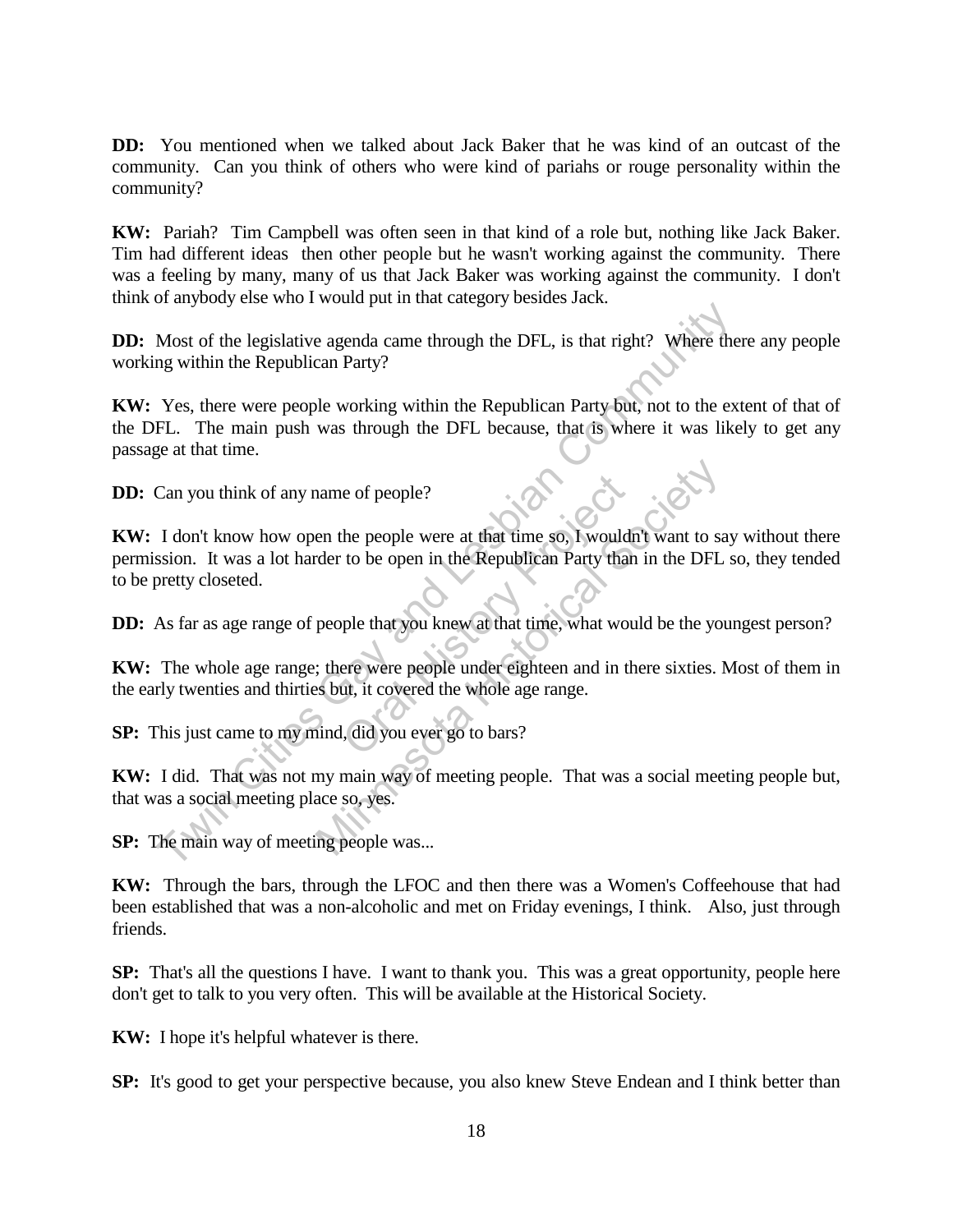**DD:** You mentioned when we talked about Jack Baker that he was kind of an outcast of the community. Can you think of others who were kind of pariahs or rouge personality within the community?

**KW:** Pariah? Tim Campbell was often seen in that kind of a role but, nothing like Jack Baker. Tim had different ideas then other people but he wasn't working against the community. There was a feeling by many, many of us that Jack Baker was working against the community. I don't think of anybody else who I would put in that category besides Jack.

**DD:** Most of the legislative agenda came through the DFL, is that right? Where there any people working within the Republican Party?

**KW:** Yes, there were people working within the Republican Party but, not to the extent of that of the DFL. The main push was through the DFL because, that is where it was likely to get any passage at that time.

**DD:** Can you think of any name of people?

**KW:** I don't know how open the people were at that time so, I wouldn't want to say without there permission. It was a lot harder to be open in the Republican Party than in the DFL so, they tended to be pretty closeted.

**DD:** As far as age range of people that you knew at that time, what would be the youngest person?

**KW:** The whole age range; there were people under eighteen and in there sixties. Most of them in the early twenties and thirties but, it covered the whole age range.

**SP:** This just came to my mind, did you ever go to bars?

**KW:** I did. That was not my main way of meeting people. That was a social meeting people but, that was a social meeting place so, yes.

**SP:** The main way of meeting people was...

**KW:** Through the bars, through the LFOC and then there was a Women's Coffeehouse that had been established that was a non-alcoholic and met on Friday evenings, I think. Also, just through friends.

**SP:** That's all the questions I have. I want to thank you. This was a great opportunity, people here don't get to talk to you very often. This will be available at the Historical Society.

**KW:** I hope it's helpful whatever is there.

**SP:** It's good to get your perspective because, you also knew Steve Endean and I think better than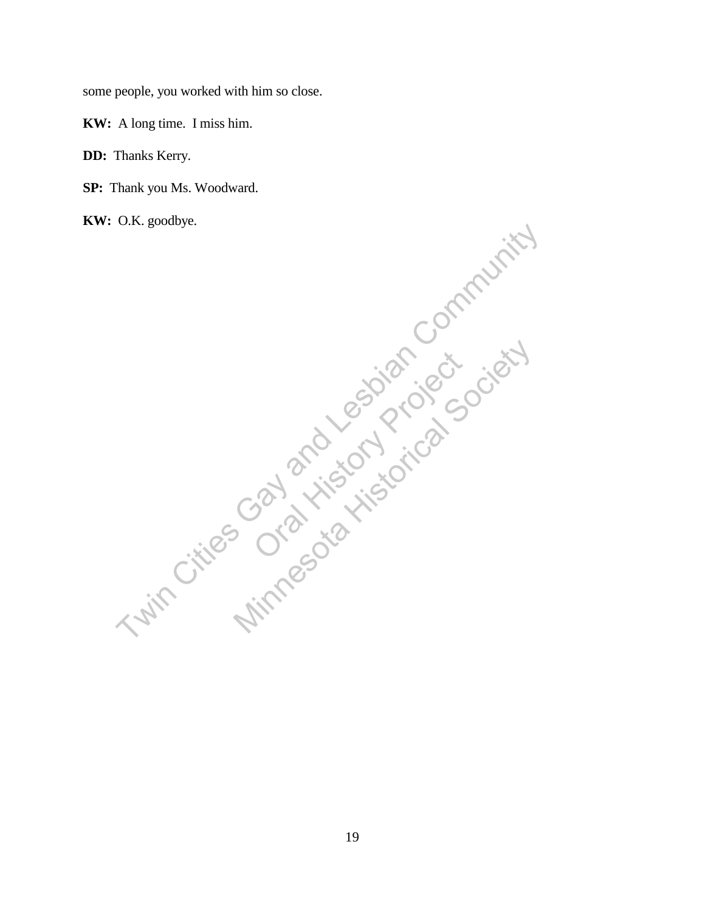some people, you worked with him so close.

**KW:** A long time. I miss him.

**DD:** Thanks Kerry.

**SP:** Thank you Ms. Woodward.

**KW:** O.K. goodbye.